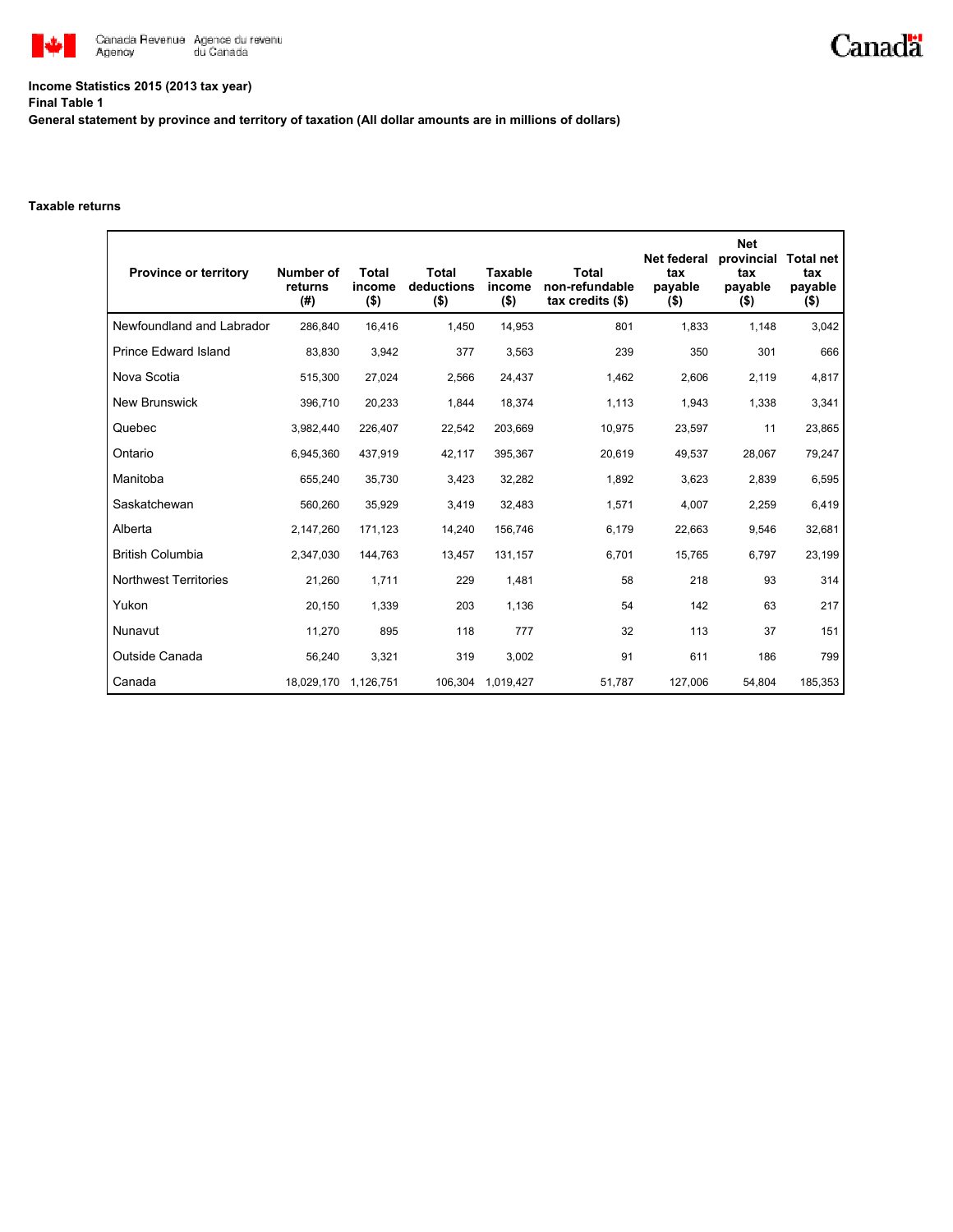**Income Statistics 2015 (2013 tax year)**

**Final Table 1**

**General statement by province and territory of taxation (All dollar amounts are in millions of dollars)**

**Taxable returns**

| Province or territory | Number of returns (#) | Total income ($) | Total deductions ($) | Taxable income ($) | Total non-refundable tax credits ($) | Net federal tax payable ($) | Net provincial tax payable ($) | Total net tax payable ($) |
|---|---|---|---|---|---|---|---|---|
| Newfoundland and Labrador | 286,840 | 16,416 | 1,450 | 14,953 | 801 | 1,833 | 1,148 | 3,042 |
| Prince Edward Island | 83,830 | 3,942 | 377 | 3,563 | 239 | 350 | 301 | 666 |
| Nova Scotia | 515,300 | 27,024 | 2,566 | 24,437 | 1,462 | 2,606 | 2,119 | 4,817 |
| New Brunswick | 396,710 | 20,233 | 1,844 | 18,374 | 1,113 | 1,943 | 1,338 | 3,341 |
| Quebec | 3,982,440 | 226,407 | 22,542 | 203,669 | 10,975 | 23,597 | 11 | 23,865 |
| Ontario | 6,945,360 | 437,919 | 42,117 | 395,367 | 20,619 | 49,537 | 28,067 | 79,247 |
| Manitoba | 655,240 | 35,730 | 3,423 | 32,282 | 1,892 | 3,623 | 2,839 | 6,595 |
| Saskatchewan | 560,260 | 35,929 | 3,419 | 32,483 | 1,571 | 4,007 | 2,259 | 6,419 |
| Alberta | 2,147,260 | 171,123 | 14,240 | 156,746 | 6,179 | 22,663 | 9,546 | 32,681 |
| British Columbia | 2,347,030 | 144,763 | 13,457 | 131,157 | 6,701 | 15,765 | 6,797 | 23,199 |
| Northwest Territories | 21,260 | 1,711 | 229 | 1,481 | 58 | 218 | 93 | 314 |
| Yukon | 20,150 | 1,339 | 203 | 1,136 | 54 | 142 | 63 | 217 |
| Nunavut | 11,270 | 895 | 118 | 777 | 32 | 113 | 37 | 151 |
| Outside Canada | 56,240 | 3,321 | 319 | 3,002 | 91 | 611 | 186 | 799 |
| Canada | 18,029,170 | 1,126,751 | 106,304 | 1,019,427 | 51,787 | 127,006 | 54,804 | 185,353 |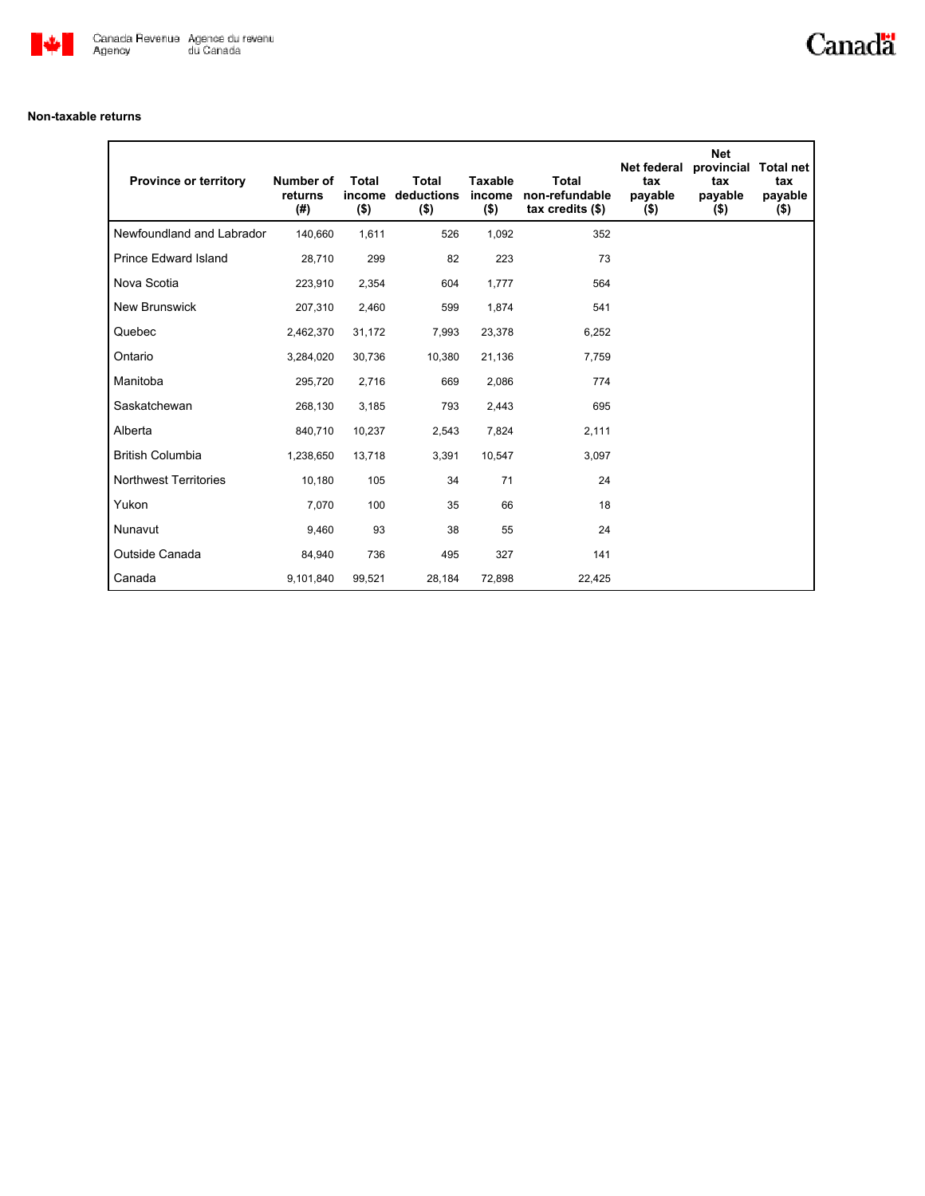**Non-taxable returns**

| Province or territory | Number of returns (#) | Total income ($) | Total deductions ($) | Taxable income ($) | Total non-refundable tax credits ($) | Net federal tax payable ($) | Net provincial tax payable ($) | Total net tax payable ($) |
|---|---|---|---|---|---|---|---|---|
| Newfoundland and Labrador | 140,660 | 1,611 | 526 | 1,092 | 352 | | | |
| Prince Edward Island | 28,710 | 299 | 82 | 223 | 73 | | | |
| Nova Scotia | 223,910 | 2,354 | 604 | 1,777 | 564 | | | |
| New Brunswick | 207,310 | 2,460 | 599 | 1,874 | 541 | | | |
| Quebec | 2,462,370 | 31,172 | 7,993 | 23,378 | 6,252 | | | |
| Ontario | 3,284,020 | 30,736 | 10,380 | 21,136 | 7,759 | | | |
| Manitoba | 295,720 | 2,716 | 669 | 2,086 | 774 | | | |
| Saskatchewan | 268,130 | 3,185 | 793 | 2,443 | 695 | | | |
| Alberta | 840,710 | 10,237 | 2,543 | 7,824 | 2,111 | | | |
| British Columbia | 1,238,650 | 13,718 | 3,391 | 10,547 | 3,097 | | | |
| Northwest Territories | 10,180 | 105 | 34 | 71 | 24 | | | |
| Yukon | 7,070 | 100 | 35 | 66 | 18 | | | |
| Nunavut | 9,460 | 93 | 38 | 55 | 24 | | | |
| Outside Canada | 84,940 | 736 | 495 | 327 | 141 | | | |
| Canada | 9,101,840 | 99,521 | 28,184 | 72,898 | 22,425 | | | |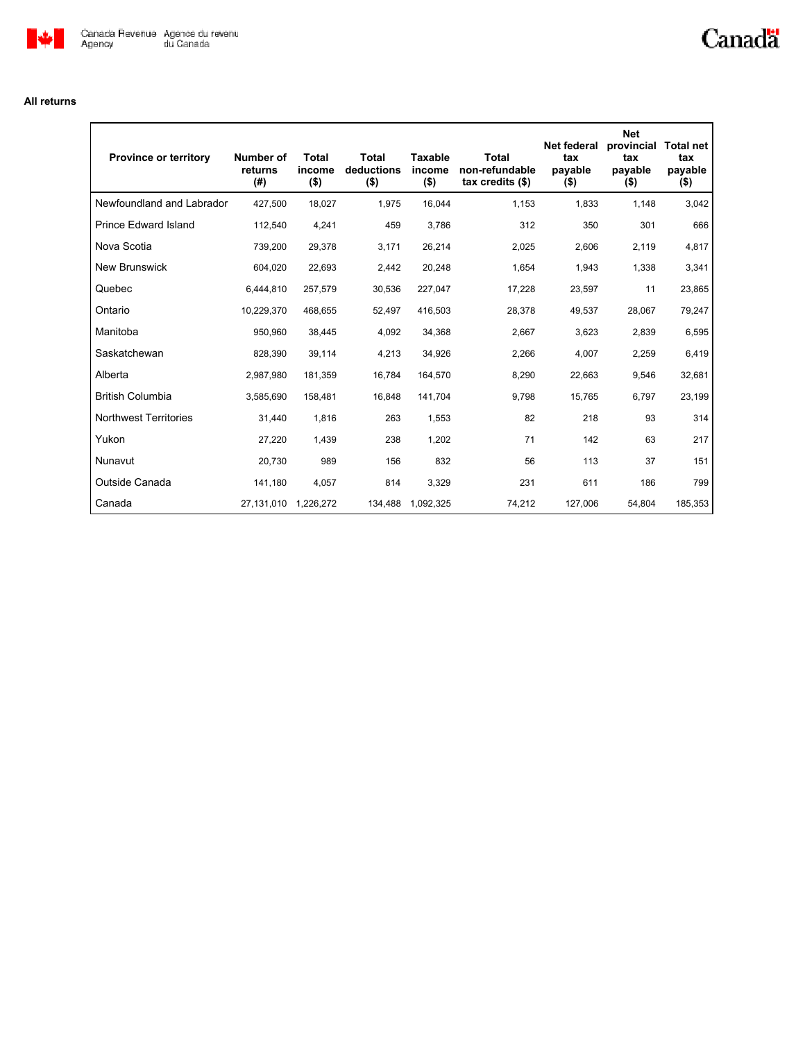**All returns**

| Province or territory | Number of returns (#) | Total income ($) | Total deductions ($) | Taxable income ($) | Total non-refundable tax credits ($) | Net federal tax payable ($) | Net provincial tax payable ($) | Total net tax payable ($) |
|---|---|---|---|---|---|---|---|---|
| Newfoundland and Labrador | 427,500 | 18,027 | 1,975 | 16,044 | 1,153 | 1,833 | 1,148 | 3,042 |
| Prince Edward Island | 112,540 | 4,241 | 459 | 3,786 | 312 | 350 | 301 | 666 |
| Nova Scotia | 739,200 | 29,378 | 3,171 | 26,214 | 2,025 | 2,606 | 2,119 | 4,817 |
| New Brunswick | 604,020 | 22,693 | 2,442 | 20,248 | 1,654 | 1,943 | 1,338 | 3,341 |
| Quebec | 6,444,810 | 257,579 | 30,536 | 227,047 | 17,228 | 23,597 | 11 | 23,865 |
| Ontario | 10,229,370 | 468,655 | 52,497 | 416,503 | 28,378 | 49,537 | 28,067 | 79,247 |
| Manitoba | 950,960 | 38,445 | 4,092 | 34,368 | 2,667 | 3,623 | 2,839 | 6,595 |
| Saskatchewan | 828,390 | 39,114 | 4,213 | 34,926 | 2,266 | 4,007 | 2,259 | 6,419 |
| Alberta | 2,987,980 | 181,359 | 16,784 | 164,570 | 8,290 | 22,663 | 9,546 | 32,681 |
| British Columbia | 3,585,690 | 158,481 | 16,848 | 141,704 | 9,798 | 15,765 | 6,797 | 23,199 |
| Northwest Territories | 31,440 | 1,816 | 263 | 1,553 | 82 | 218 | 93 | 314 |
| Yukon | 27,220 | 1,439 | 238 | 1,202 | 71 | 142 | 63 | 217 |
| Nunavut | 20,730 | 989 | 156 | 832 | 56 | 113 | 37 | 151 |
| Outside Canada | 141,180 | 4,057 | 814 | 3,329 | 231 | 611 | 186 | 799 |
| Canada | 27,131,010 | 1,226,272 | 134,488 | 1,092,325 | 74,212 | 127,006 | 54,804 | 185,353 |